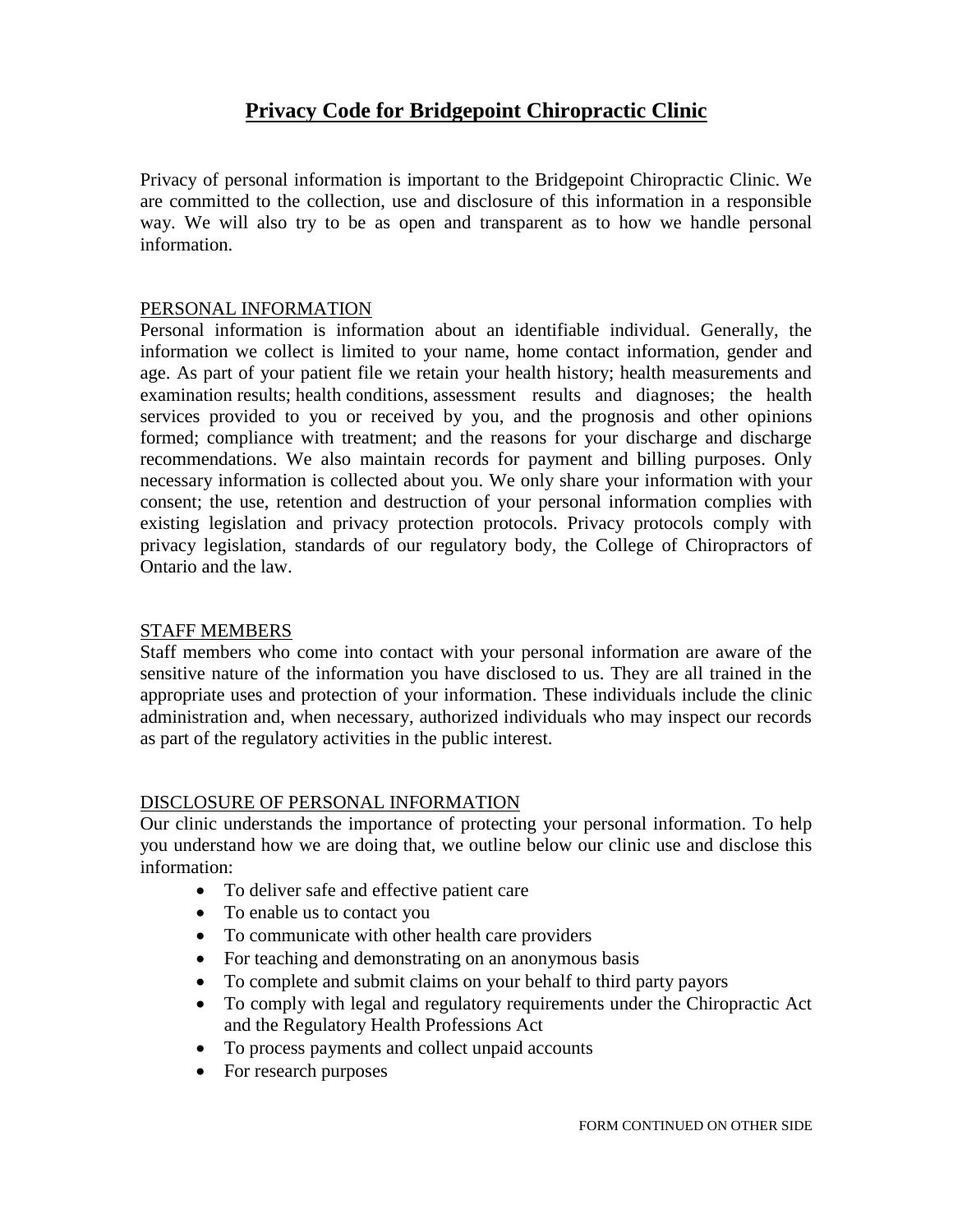# Privacy Code for Bridgepoint Chiropractic Clinic

Privacy of personal information is important to the Bridgepoint Chiropractic Clinic. We are committed to the collection, use and disclosure of this information in a responsible way. We will also try to be as open and transparent as to how we handle personal information.

## PERSONAL INFORMATION

Personal information is information about an identifiable individual. Generally, the information we collect is limited to your name, home contact information, gender and age. As part of your patient file we retain your health history; health measurements and examination results; health conditions, assessment results and diagnoses; the health services provided to you or received by you, and the prognosis and other opinions formed; compliance with treatment; and the reasons for your discharge and discharge recommendations. We also maintain records for payment and billing purposes. Only necessary information is collected about you. We only share your information with your consent; the use, retention and destruction of your personal information complies with existing legislation and privacy protection protocols. Privacy protocols comply with privacy legislation, standards of our regulatory body, the College of Chiropractors of Ontario and the law.

## STAFF MEMBERS

Staff members who come into contact with your personal information are aware of the sensitive nature of the information you have disclosed to us. They are all trained in the appropriate uses and protection of your information. These individuals include the clinic administration and, when necessary, authorized individuals who may inspect our records as part of the regulatory activities in the public interest.

## DISCLOSURE OF PERSONAL INFORMATION

Our clinic understands the importance of protecting your personal information. To help you understand how we are doing that, we outline below our clinic use and disclose this information:

- To deliver safe and effective patient care
- To enable us to contact you
- To communicate with other health care providers
- For teaching and demonstrating on an anonymous basis
- To complete and submit claims on your behalf to third party payors
- To comply with legal and regulatory requirements under the Chiropractic Act and the Regulatory Health Professions Act
- To process payments and collect unpaid accounts
- For research purposes

FORM CONTINUED ON OTHER SIDE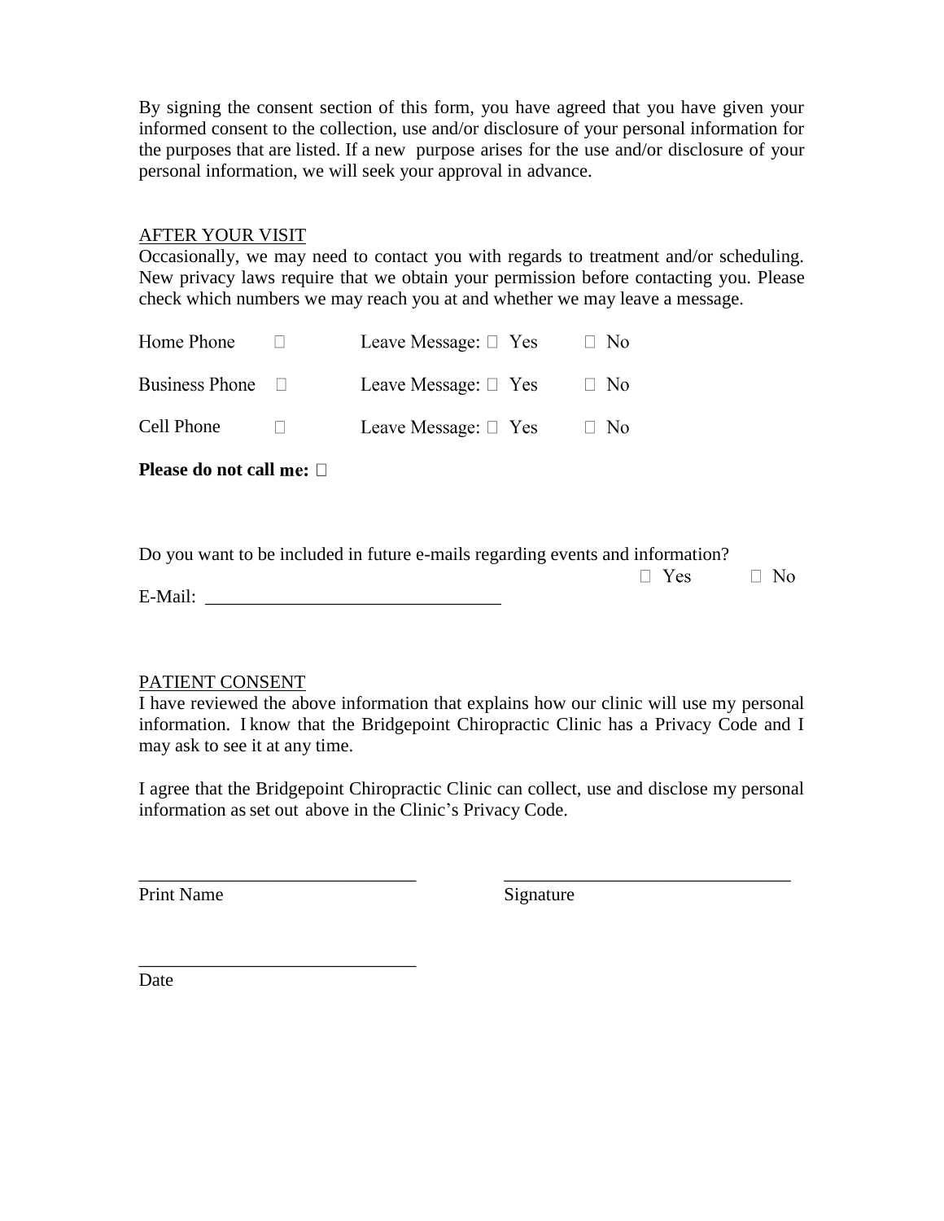By signing the consent section of this form, you have agreed that you have given your informed consent to the collection, use and/or disclosure of your personal information for the purposes that are listed. If a new purpose arises for the use and/or disclosure of your personal information, we will seek your approval in advance.

AFTER YOUR VISIT

Occasionally, we may need to contact you with regards to treatment and/or scheduling. New privacy laws require that we obtain your permission before contacting you. Please check which numbers we may reach you at and whether we may leave a message.

Home Phone ☐ Leave Message: ☐ Yes ☐ No

Business Phone ☐ Leave Message: ☐ Yes ☐ No

Cell Phone ☐ Leave Message: ☐ Yes ☐ No

**Please do not call me:** ☐

Do you want to be included in future e-mails regarding events and information? ☐ Yes ☐ No

E-Mail: ________________________________

PATIENT CONSENT

I have reviewed the above information that explains how our clinic will use my personal information. I know that the Bridgepoint Chiropractic Clinic has a Privacy Code and I may ask to see it at any time.

I agree that the Bridgepoint Chiropractic Clinic can collect, use and disclose my personal information as set out above in the Clinic's Privacy Code.

______________________________ ______________________________

Print Name Signature

______________________________

Date